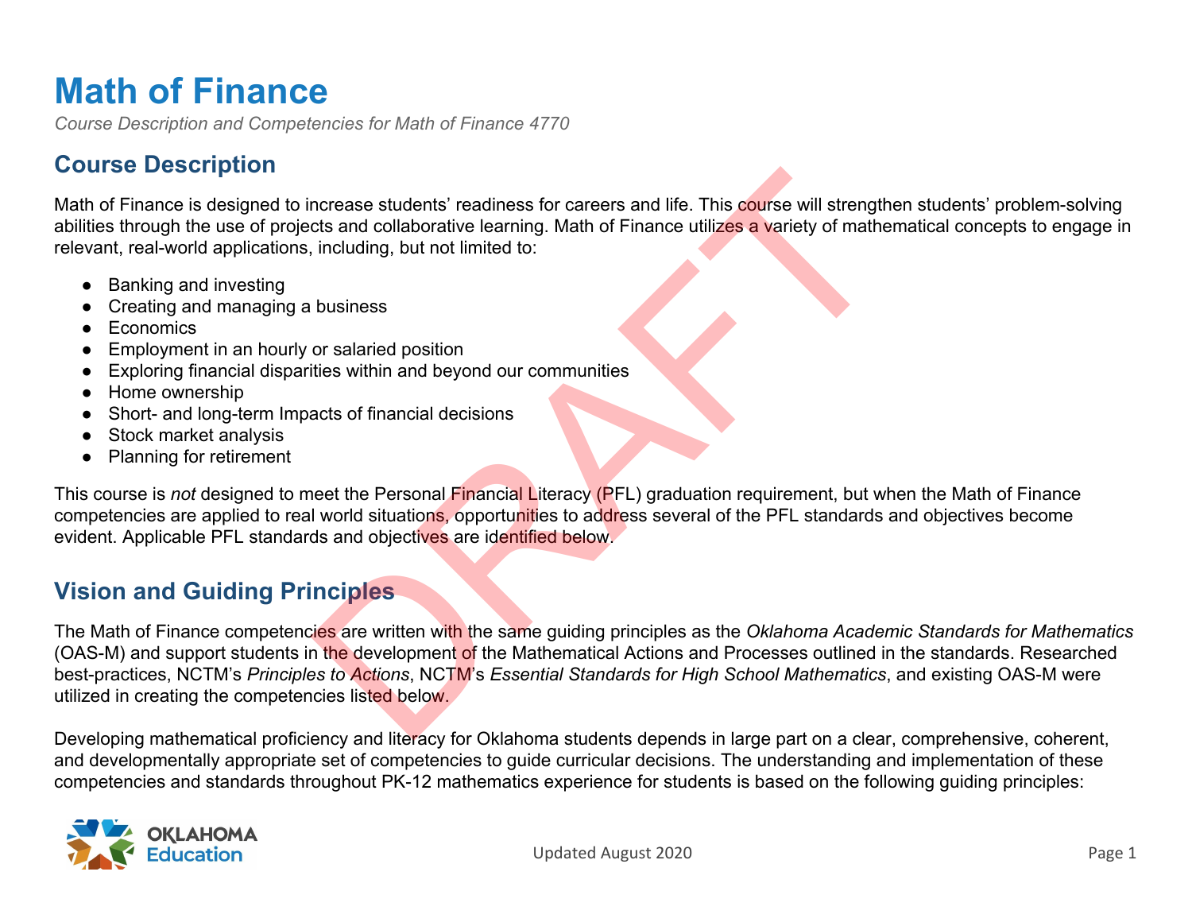# Math of Finance

*Course Description and Competencies for Math of Finance 4770*

## Course Description

Math of Finance is designed to increase students' readiness for careers and life. This course will strengthen students' problem-solving abilities through the use of projects and collaborative learning. Math of Finance utilizes a variety of mathematical concepts to engage in relevant, real-world applications, including, but not limited to:

- Banking and investing
- Creating and managing a business
- Economics
- Employment in an hourly or salaried position
- Exploring financial disparities within and beyond our communities
- Home ownership
- Short- and long-term Impacts of financial decisions
- Stock market analysis
- Planning for retirement

This course is *not* designed to meet the Personal Financial Literacy (PFL) graduation requirement, but when the Math of Finance competencies are applied to real world situations, opportunities to address several of the PFL standards and objectives become evident. Applicable PFL standards and objectives are identified below.

## Vision and Guiding Principles

The Math of Finance competencies are written with the same guiding principles as the *Oklahoma Academic Standards for Mathematics* (OAS-M) and support students in the development of the Mathematical Actions and Processes outlined in the standards. Researched best-practices, NCTM's *Principles to Actions*, NCTM's *Essential Standards for High School Mathematics*, and existing OAS-M were utilized in creating the competencies listed below.

Developing mathematical proficiency and literacy for Oklahoma students depends in large part on a clear, comprehensive, coherent, and developmentally appropriate set of competencies to guide curricular decisions. The understanding and implementation of these competencies and standards throughout PK-12 mathematics experience for students is based on the following guiding principles: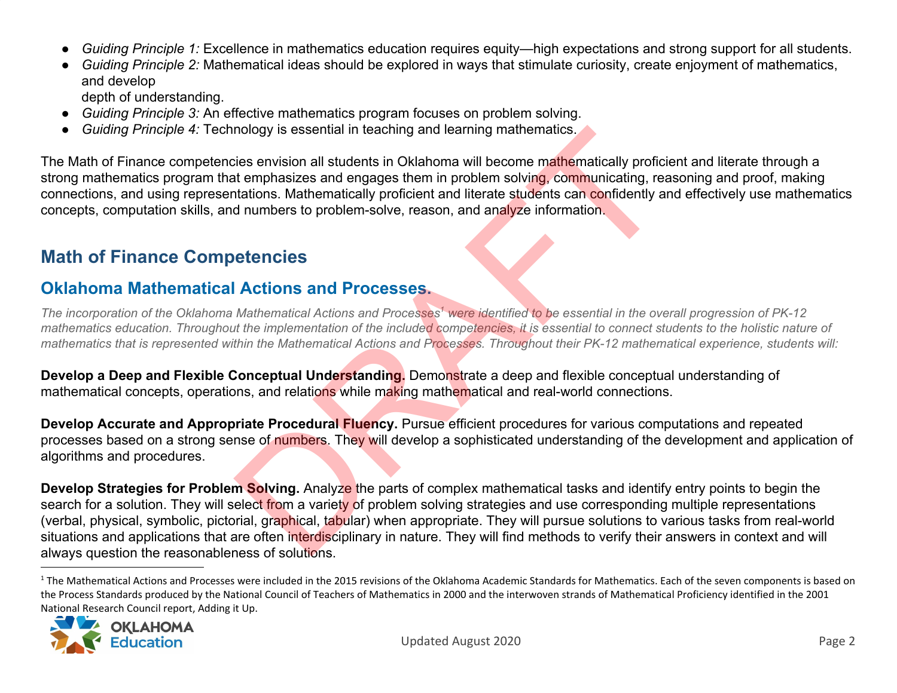- *Guiding Principle 1:* Excellence in mathematics education requires equity—high expectations and strong support for all students.
- *Guiding Principle 2:* Mathematical ideas should be explored in ways that stimulate curiosity, create enjoyment of mathematics, and develop depth of understanding.
- *Guiding Principle 3:* An effective mathematics program focuses on problem solving.
- *Guiding Principle 4:* Technology is essential in teaching and learning mathematics.

The Math of Finance competencies envision all students in Oklahoma will become mathematically proficient and literate through a strong mathematics program that emphasizes and engages them in problem solving, communicating, reasoning and proof, making connections, and using representations. Mathematically proficient and literate students can confidently and effectively use mathematics concepts, computation skills, and numbers to problem-solve, reason, and analyze information.

## Math of Finance Competencies

### Oklahoma Mathematical Actions and Processes.

*The incorporation of the Oklahoma Mathematical Actions and Processes[1] were identified to be essential in the overall progression of PK-12 mathematics education. Throughout the implementation of the included competencies, it is essential to connect students to the holistic nature of mathematics that is represented within the Mathematical Actions and Processes. Throughout their PK-12 mathematical experience, students will:*

**Develop a Deep and Flexible Conceptual Understanding.** Demonstrate a deep and flexible conceptual understanding of mathematical concepts, operations, and relations while making mathematical and real-world connections.

**Develop Accurate and Appropriate Procedural Fluency.** Pursue efficient procedures for various computations and repeated processes based on a strong sense of numbers. They will develop a sophisticated understanding of the development and application of algorithms and procedures.

**Develop Strategies for Problem Solving.** Analyze the parts of complex mathematical tasks and identify entry points to begin the search for a solution. They will select from a variety of problem solving strategies and use corresponding multiple representations (verbal, physical, symbolic, pictorial, graphical, tabular) when appropriate. They will pursue solutions to various tasks from real-world situations and applications that are often interdisciplinary in nature. They will find methods to verify their answers in context and will always question the reasonableness of solutions.

---

[1] The Mathematical Actions and Processes were included in the 2015 revisions of the Oklahoma Academic Standards for Mathematics. Each of the seven components is based on the Process Standards produced by the National Council of Teachers of Mathematics in 2000 and the interwoven strands of Mathematical Proficiency identified in the 2001 National Research Council report, Adding it Up.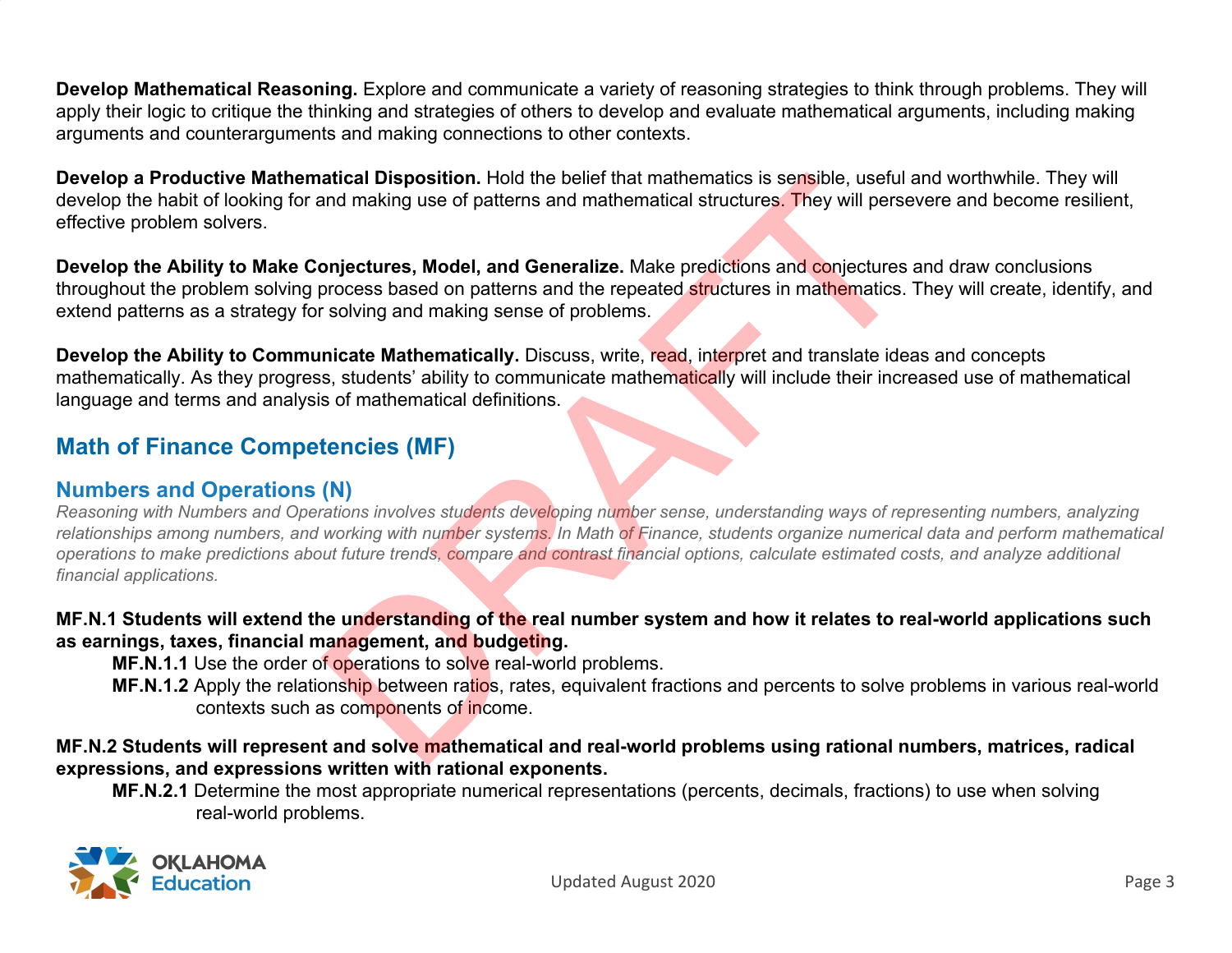**Develop Mathematical Reasoning.** Explore and communicate a variety of reasoning strategies to think through problems. They will apply their logic to critique the thinking and strategies of others to develop and evaluate mathematical arguments, including making arguments and counterarguments and making connections to other contexts.

**Develop a Productive Mathematical Disposition.** Hold the belief that mathematics is sensible, useful and worthwhile. They will develop the habit of looking for and making use of patterns and mathematical structures. They will persevere and become resilient, effective problem solvers.

**Develop the Ability to Make Conjectures, Model, and Generalize.** Make predictions and conjectures and draw conclusions throughout the problem solving process based on patterns and the repeated structures in mathematics. They will create, identify, and extend patterns as a strategy for solving and making sense of problems.

**Develop the Ability to Communicate Mathematically.** Discuss, write, read, interpret and translate ideas and concepts mathematically. As they progress, students' ability to communicate mathematically will include their increased use of mathematical language and terms and analysis of mathematical definitions.

## Math of Finance Competencies (MF)

### Numbers and Operations (N)

*Reasoning with Numbers and Operations involves students developing number sense, understanding ways of representing numbers, analyzing relationships among numbers, and working with number systems. In Math of Finance, students organize numerical data and perform mathematical operations to make predictions about future trends, compare and contrast financial options, calculate estimated costs, and analyze additional financial applications.*

**MF.N.1 Students will extend the understanding of the real number system and how it relates to real-world applications such as earnings, taxes, financial management, and budgeting.**

- **MF.N.1.1** Use the order of operations to solve real-world problems.
- **MF.N.1.2** Apply the relationship between ratios, rates, equivalent fractions and percents to solve problems in various real-world contexts such as components of income.

**MF.N.2 Students will represent and solve mathematical and real-world problems using rational numbers, matrices, radical expressions, and expressions written with rational exponents.**

- **MF.N.2.1** Determine the most appropriate numerical representations (percents, decimals, fractions) to use when solving real-world problems.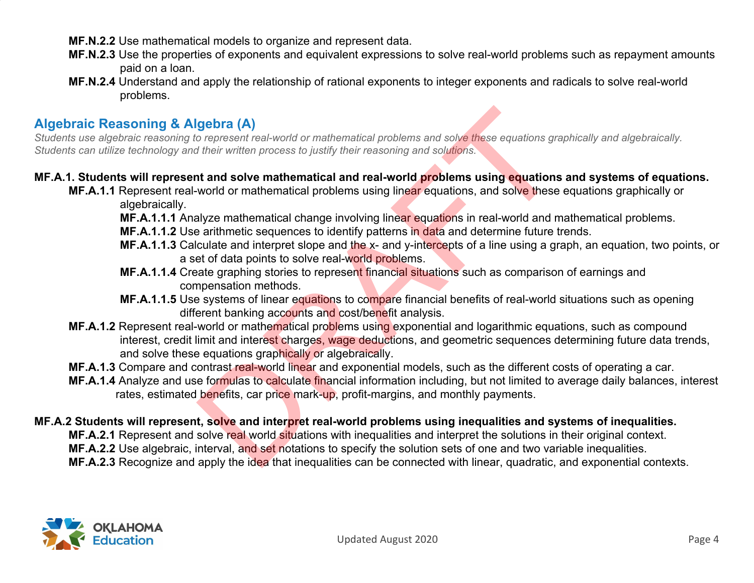**MF.N.2.2** Use mathematical models to organize and represent data.

**MF.N.2.3** Use the properties of exponents and equivalent expressions to solve real-world problems such as repayment amounts paid on a loan.

**MF.N.2.4** Understand and apply the relationship of rational exponents to integer exponents and radicals to solve real-world problems.

## Algebraic Reasoning & Algebra (A)

*Students use algebraic reasoning to represent real-world or mathematical problems and solve these equations graphically and algebraically. Students can utilize technology and their written process to justify their reasoning and solutions.*

**MF.A.1. Students will represent and solve mathematical and real-world problems using equations and systems of equations.**

**MF.A.1.1** Represent real-world or mathematical problems using linear equations, and solve these equations graphically or algebraically.

**MF.A.1.1.1** Analyze mathematical change involving linear equations in real-world and mathematical problems.

**MF.A.1.1.2** Use arithmetic sequences to identify patterns in data and determine future trends.

**MF.A.1.1.3** Calculate and interpret slope and the x- and y-intercepts of a line using a graph, an equation, two points, or a set of data points to solve real-world problems.

**MF.A.1.1.4** Create graphing stories to represent financial situations such as comparison of earnings and compensation methods.

**MF.A.1.1.5** Use systems of linear equations to compare financial benefits of real-world situations such as opening different banking accounts and cost/benefit analysis.

**MF.A.1.2** Represent real-world or mathematical problems using exponential and logarithmic equations, such as compound interest, credit limit and interest charges, wage deductions, and geometric sequences determining future data trends, and solve these equations graphically or algebraically.

**MF.A.1.3** Compare and contrast real-world linear and exponential models, such as the different costs of operating a car.

**MF.A.1.4** Analyze and use formulas to calculate financial information including, but not limited to average daily balances, interest rates, estimated benefits, car price mark-up, profit-margins, and monthly payments.

**MF.A.2 Students will represent, solve and interpret real-world problems using inequalities and systems of inequalities.**

**MF.A.2.1** Represent and solve real world situations with inequalities and interpret the solutions in their original context.

**MF.A.2.2** Use algebraic, interval, and set notations to specify the solution sets of one and two variable inequalities.

**MF.A.2.3** Recognize and apply the idea that inequalities can be connected with linear, quadratic, and exponential contexts.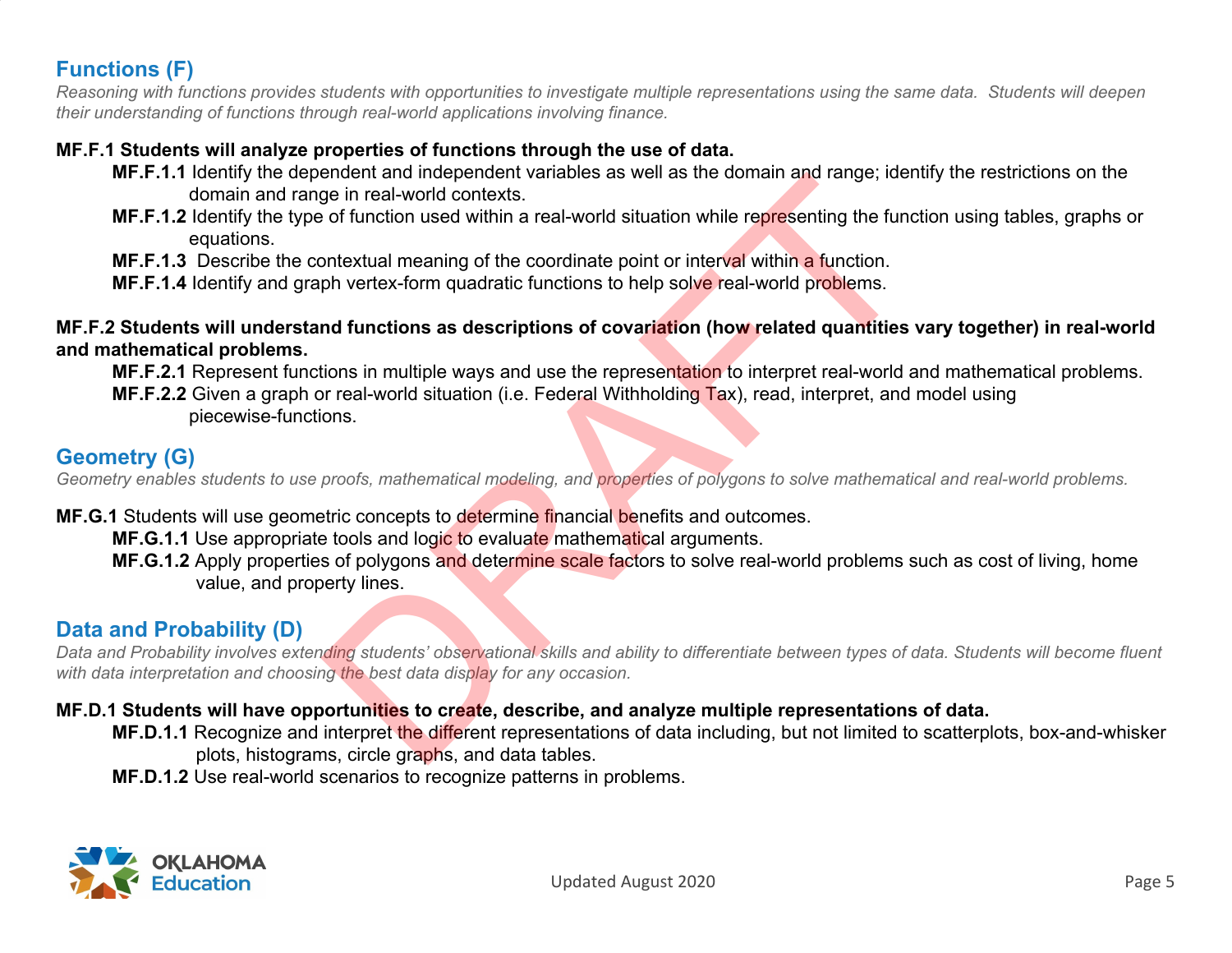## Functions (F)

*Reasoning with functions provides students with opportunities to investigate multiple representations using the same data. Students will deepen their understanding of functions through real-world applications involving finance.*

**MF.F.1 Students will analyze properties of functions through the use of data.**

- **MF.F.1.1** Identify the dependent and independent variables as well as the domain and range; identify the restrictions on the domain and range in real-world contexts.
- **MF.F.1.2** Identify the type of function used within a real-world situation while representing the function using tables, graphs or equations.
- **MF.F.1.3** Describe the contextual meaning of the coordinate point or interval within a function.
- **MF.F.1.4** Identify and graph vertex-form quadratic functions to help solve real-world problems.

**MF.F.2 Students will understand functions as descriptions of covariation (how related quantities vary together) in real-world and mathematical problems.**

- **MF.F.2.1** Represent functions in multiple ways and use the representation to interpret real-world and mathematical problems.
- **MF.F.2.2** Given a graph or real-world situation (i.e. Federal Withholding Tax), read, interpret, and model using piecewise-functions.

## Geometry (G)

*Geometry enables students to use proofs, mathematical modeling, and properties of polygons to solve mathematical and real-world problems.*

**MF.G.1** Students will use geometric concepts to determine financial benefits and outcomes.

- **MF.G.1.1** Use appropriate tools and logic to evaluate mathematical arguments.
- **MF.G.1.2** Apply properties of polygons and determine scale factors to solve real-world problems such as cost of living, home value, and property lines.

## Data and Probability (D)

*Data and Probability involves extending students' observational skills and ability to differentiate between types of data. Students will become fluent with data interpretation and choosing the best data display for any occasion.*

**MF.D.1 Students will have opportunities to create, describe, and analyze multiple representations of data.**

- **MF.D.1.1** Recognize and interpret the different representations of data including, but not limited to scatterplots, box-and-whisker plots, histograms, circle graphs, and data tables.
- **MF.D.1.2** Use real-world scenarios to recognize patterns in problems.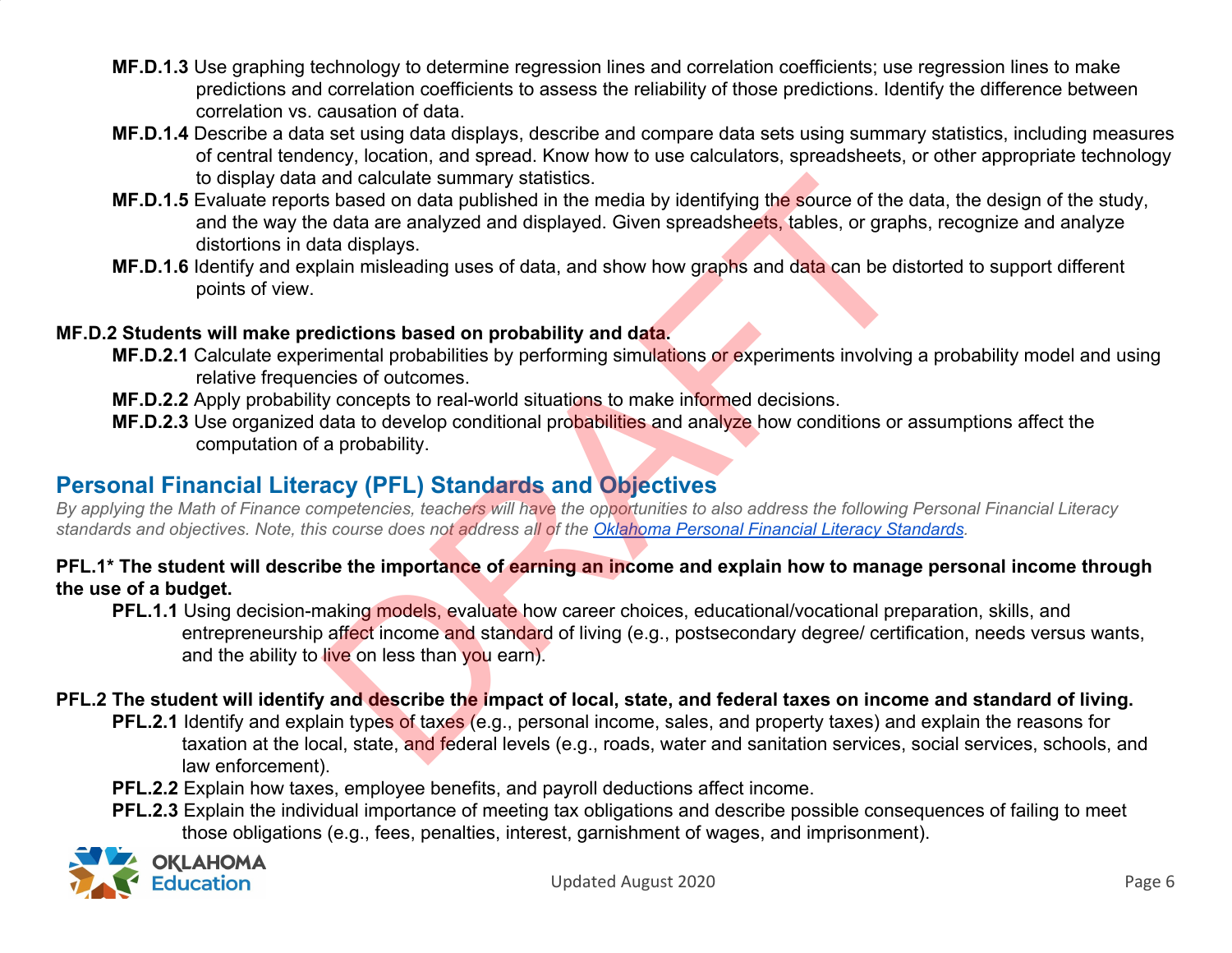**MF.D.1.3** Use graphing technology to determine regression lines and correlation coefficients; use regression lines to make predictions and correlation coefficients to assess the reliability of those predictions. Identify the difference between correlation vs. causation of data.

**MF.D.1.4** Describe a data set using data displays, describe and compare data sets using summary statistics, including measures of central tendency, location, and spread. Know how to use calculators, spreadsheets, or other appropriate technology to display data and calculate summary statistics.

**MF.D.1.5** Evaluate reports based on data published in the media by identifying the source of the data, the design of the study, and the way the data are analyzed and displayed. Given spreadsheets, tables, or graphs, recognize and analyze distortions in data displays.

**MF.D.1.6** Identify and explain misleading uses of data, and show how graphs and data can be distorted to support different points of view.

**MF.D.2 Students will make predictions based on probability and data.**

**MF.D.2.1** Calculate experimental probabilities by performing simulations or experiments involving a probability model and using relative frequencies of outcomes.

**MF.D.2.2** Apply probability concepts to real-world situations to make informed decisions.

**MF.D.2.3** Use organized data to develop conditional probabilities and analyze how conditions or assumptions affect the computation of a probability.

## Personal Financial Literacy (PFL) Standards and Objectives

*By applying the Math of Finance competencies, teachers will have the opportunities to also address the following Personal Financial Literacy standards and objectives. Note, this course does not address all of the Oklahoma Personal Financial Literacy Standards.*

**PFL.1* The student will describe the importance of earning an income and explain how to manage personal income through the use of a budget.**

**PFL.1.1** Using decision-making models, evaluate how career choices, educational/vocational preparation, skills, and entrepreneurship affect income and standard of living (e.g., postsecondary degree/ certification, needs versus wants, and the ability to live on less than you earn).

**PFL.2 The student will identify and describe the impact of local, state, and federal taxes on income and standard of living.**

**PFL.2.1** Identify and explain types of taxes (e.g., personal income, sales, and property taxes) and explain the reasons for taxation at the local, state, and federal levels (e.g., roads, water and sanitation services, social services, schools, and law enforcement).

**PFL.2.2** Explain how taxes, employee benefits, and payroll deductions affect income.

**PFL.2.3** Explain the individual importance of meeting tax obligations and describe possible consequences of failing to meet those obligations (e.g., fees, penalties, interest, garnishment of wages, and imprisonment).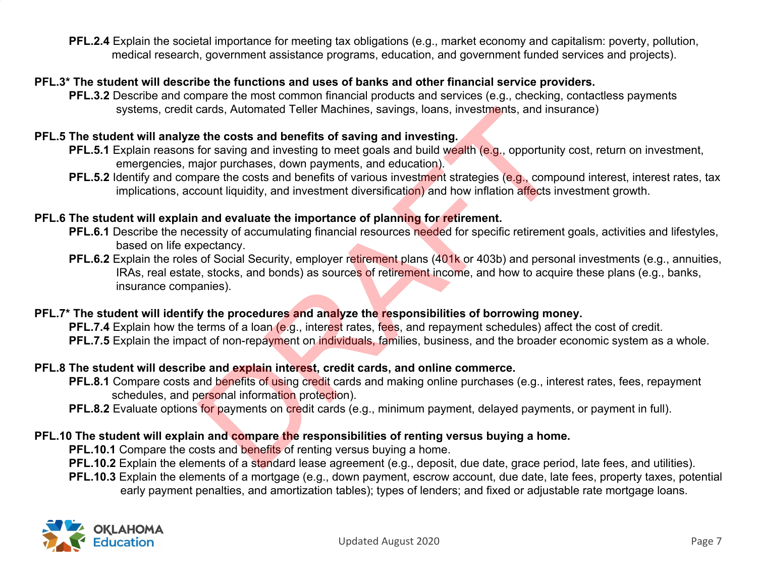**PFL.2.4** Explain the societal importance for meeting tax obligations (e.g., market economy and capitalism: poverty, pollution, medical research, government assistance programs, education, and government funded services and projects).

**PFL.3* The student will describe the functions and uses of banks and other financial service providers.**

**PFL.3.2** Describe and compare the most common financial products and services (e.g., checking, contactless payments systems, credit cards, Automated Teller Machines, savings, loans, investments, and insurance)

**PFL.5 The student will analyze the costs and benefits of saving and investing.**

**PFL.5.1** Explain reasons for saving and investing to meet goals and build wealth (e.g., opportunity cost, return on investment, emergencies, major purchases, down payments, and education).

**PFL.5.2** Identify and compare the costs and benefits of various investment strategies (e.g., compound interest, interest rates, tax implications, account liquidity, and investment diversification) and how inflation affects investment growth.

**PFL.6 The student will explain and evaluate the importance of planning for retirement.**

**PFL.6.1** Describe the necessity of accumulating financial resources needed for specific retirement goals, activities and lifestyles, based on life expectancy.

**PFL.6.2** Explain the roles of Social Security, employer retirement plans (401k or 403b) and personal investments (e.g., annuities, IRAs, real estate, stocks, and bonds) as sources of retirement income, and how to acquire these plans (e.g., banks, insurance companies).

**PFL.7* The student will identify the procedures and analyze the responsibilities of borrowing money.**

**PFL.7.4** Explain how the terms of a loan (e.g., interest rates, fees, and repayment schedules) affect the cost of credit.

**PFL.7.5** Explain the impact of non-repayment on individuals, families, business, and the broader economic system as a whole.

**PFL.8 The student will describe and explain interest, credit cards, and online commerce.**

**PFL.8.1** Compare costs and benefits of using credit cards and making online purchases (e.g., interest rates, fees, repayment schedules, and personal information protection).

**PFL.8.2** Evaluate options for payments on credit cards (e.g., minimum payment, delayed payments, or payment in full).

**PFL.10 The student will explain and compare the responsibilities of renting versus buying a home.**

**PFL.10.1** Compare the costs and benefits of renting versus buying a home.

**PFL.10.2** Explain the elements of a standard lease agreement (e.g., deposit, due date, grace period, late fees, and utilities).

**PFL.10.3** Explain the elements of a mortgage (e.g., down payment, escrow account, due date, late fees, property taxes, potential early payment penalties, and amortization tables); types of lenders; and fixed or adjustable rate mortgage loans.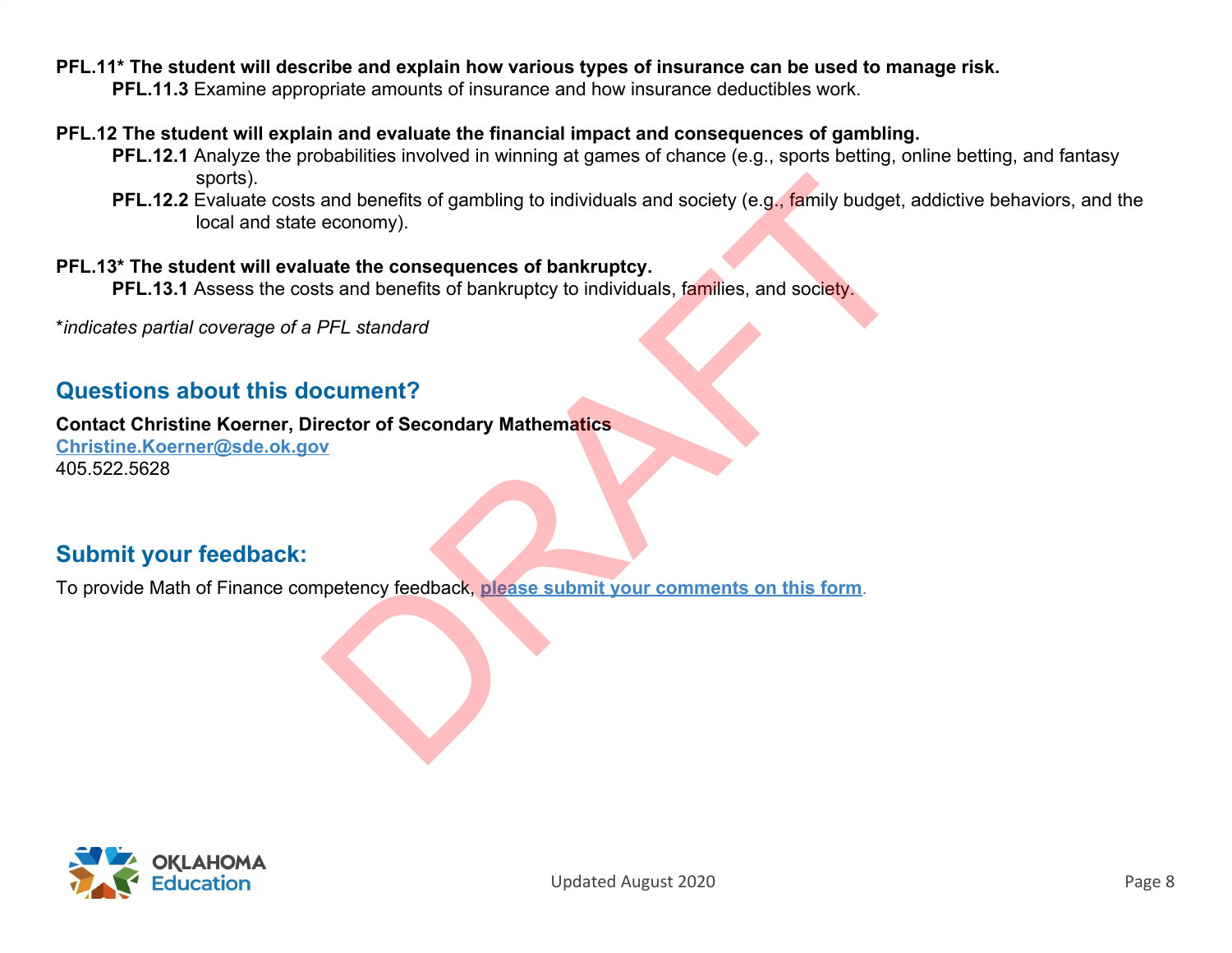**PFL.11* The student will describe and explain how various types of insurance can be used to manage risk.**

**PFL.11.3** Examine appropriate amounts of insurance and how insurance deductibles work.

**PFL.12 The student will explain and evaluate the financial impact and consequences of gambling.**

**PFL.12.1** Analyze the probabilities involved in winning at games of chance (e.g., sports betting, online betting, and fantasy sports).

**PFL.12.2** Evaluate costs and benefits of gambling to individuals and society (e.g., family budget, addictive behaviors, and the local and state economy).

**PFL.13* The student will evaluate the consequences of bankruptcy.**

**PFL.13.1** Assess the costs and benefits of bankruptcy to individuals, families, and society.

**indicates partial coverage of a PFL standard*

## Questions about this document?

**Contact Christine Koerner, Director of Secondary Mathematics**
Christine.Koerner@sde.ok.gov
405.522.5628

## Submit your feedback:

To provide Math of Finance competency feedback, please submit your comments on this form.